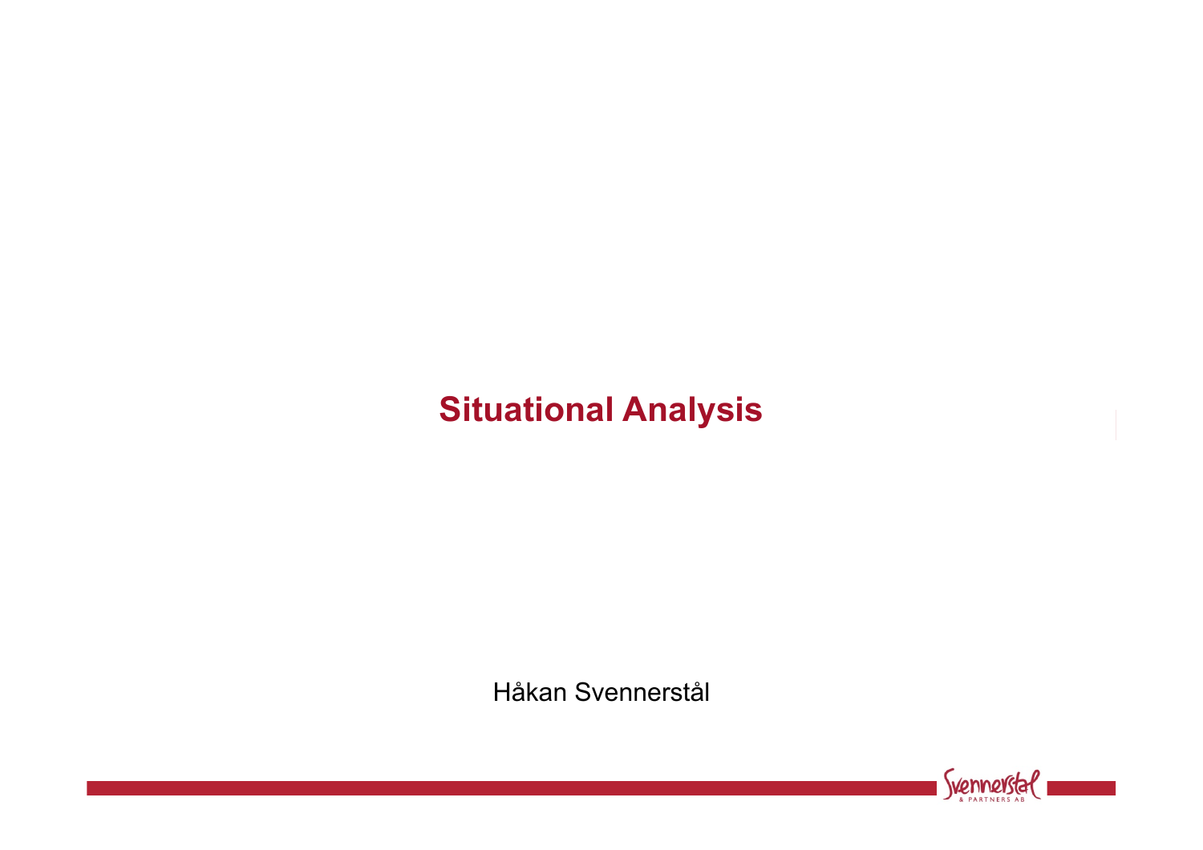# Situational Analysis

Håkan Svennerstål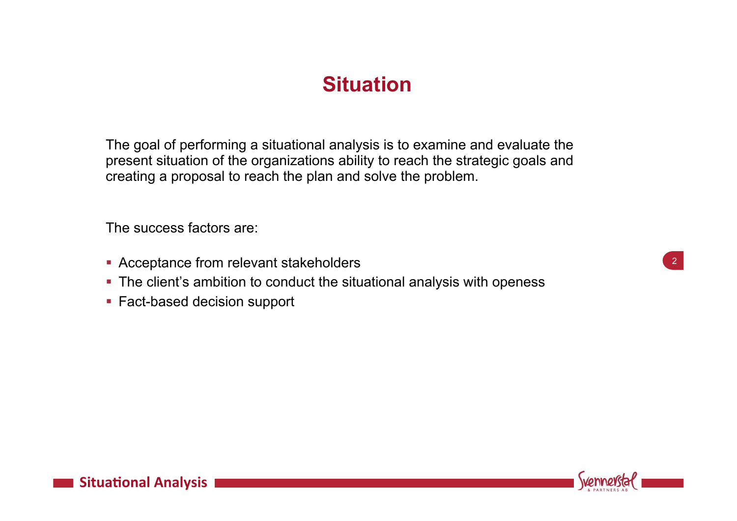# Situation

The goal of performing a situational analysis is to examine and evaluate the present situation of the organizations ability to reach the strategic goals and creating a proposal to reach the plan and solve the problem.

The success factors are:

- Acceptance from relevant stakeholders
- The client's ambition to conduct the situational analysis with openess
- Fact-based decision support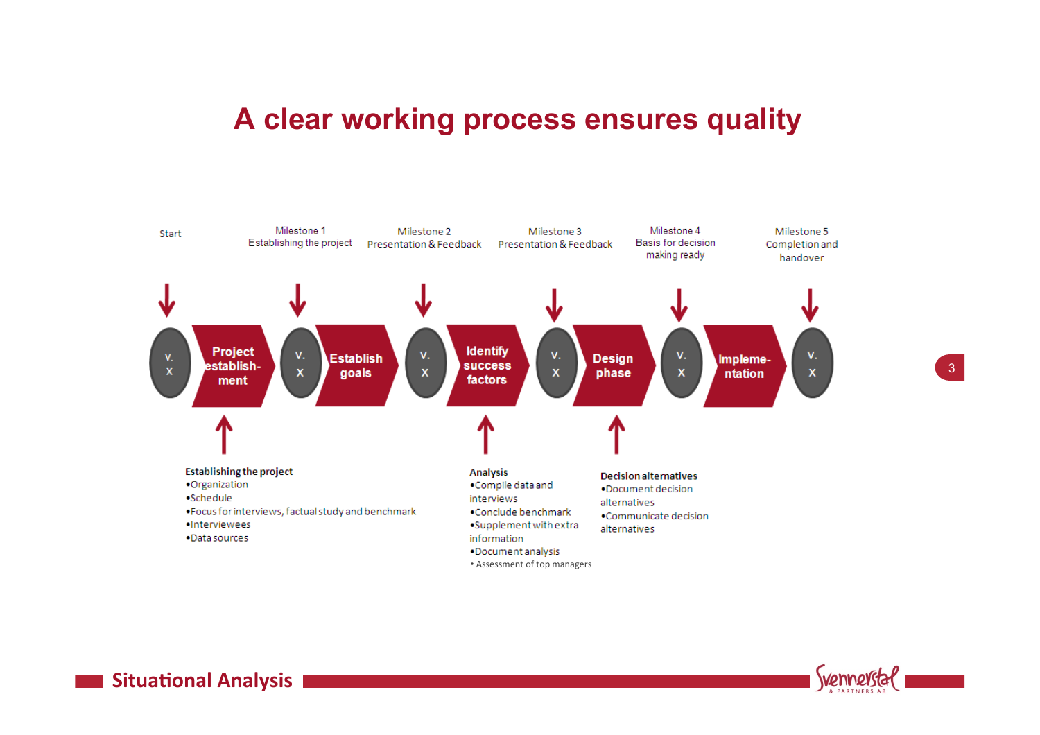# A clear working process ensures quality

| Start | Milestone 1 Establishing the project | Milestone 2 Presentation & Feedback | Milestone 3 Presentation & Feedback | Milestone 4 Basis for decision making ready | Milestone 5 Completion and handover |
|---|---|---|---|---|---|

V. X → **Project establish-ment** → V. X → **Establish goals** → V. X → **Identify success factors** → V. X → **Design phase** → V. X → **Impleme-ntation** → V. X

**Establishing the project**
- Organization
- Schedule
- Focus for interviews, factual study and benchmark
- Interviewees
- Data sources

**Analysis**
- Compile data and interviews
- Conclude benchmark
- Supplement with extra information
- Document analysis
- Assessment of top managers

**Decision alternatives**
- Document decision alternatives
- Communicate decision alternatives

Situational Analysis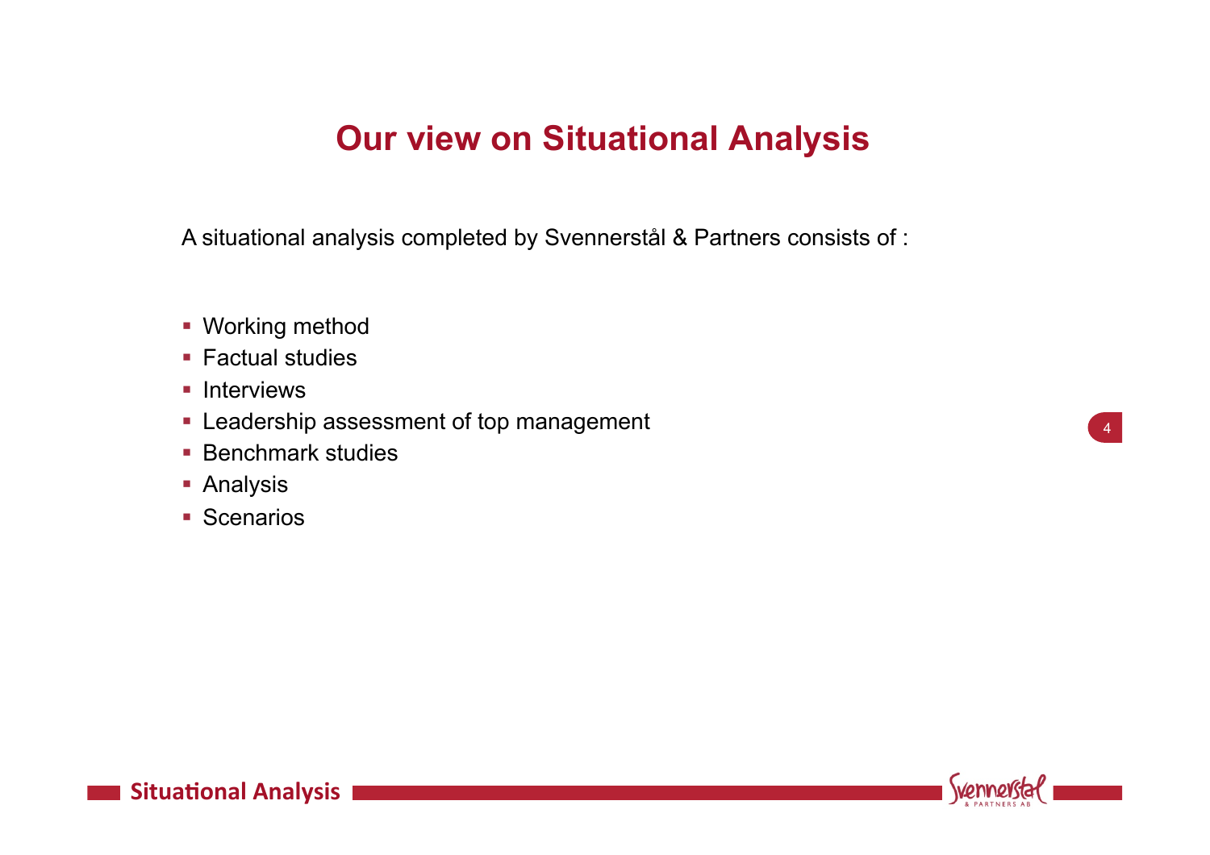# Our view on Situational Analysis

A situational analysis completed by Svennerstål & Partners consists of :

- Working method
- Factual studies
- Interviews
- Leadership assessment of top management
- Benchmark studies
- Analysis
- Scenarios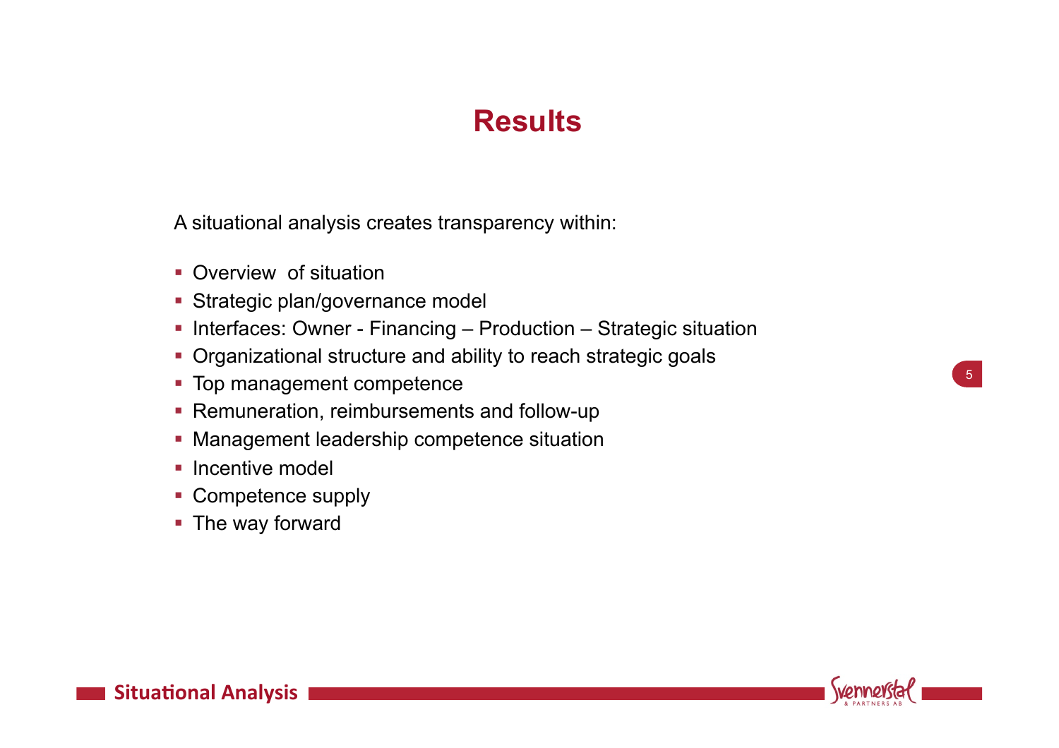# Results

A situational analysis creates transparency within:

- Overview  of situation
- Strategic plan/governance model
- Interfaces: Owner - Financing – Production – Strategic situation
- Organizational structure and ability to reach strategic goals
- Top management competence
- Remuneration, reimbursements and follow-up
- Management leadership competence situation
- Incentive model
- Competence supply
- The way forward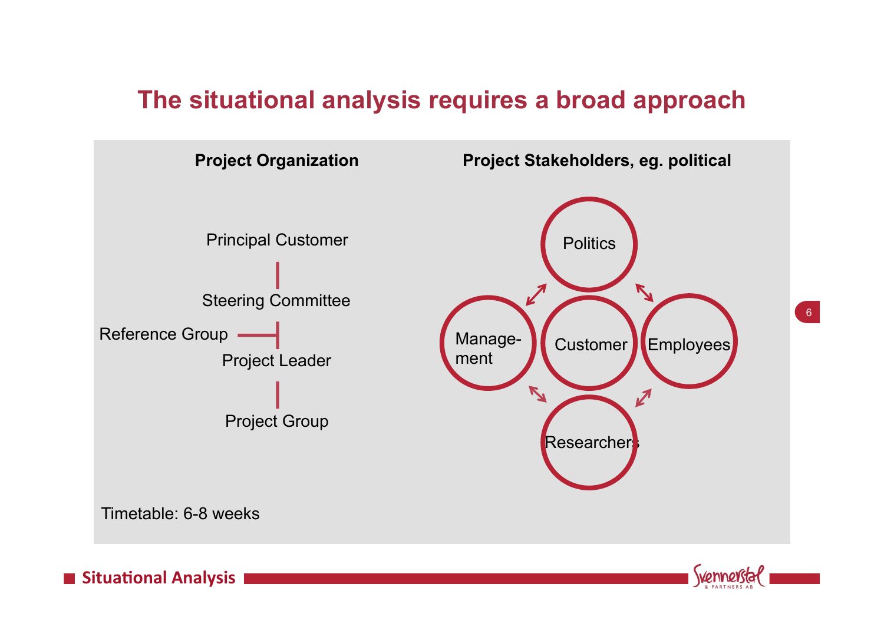# The situational analysis requires a broad approach

**Project Organization**

Principal Customer

Steering Committee

Reference Group

Project Leader

Project Group

**Project Stakeholders, eg. political**

Politics

Manage-
ment

Customer

Employees

Researchers

Timetable: 6-8 weeks